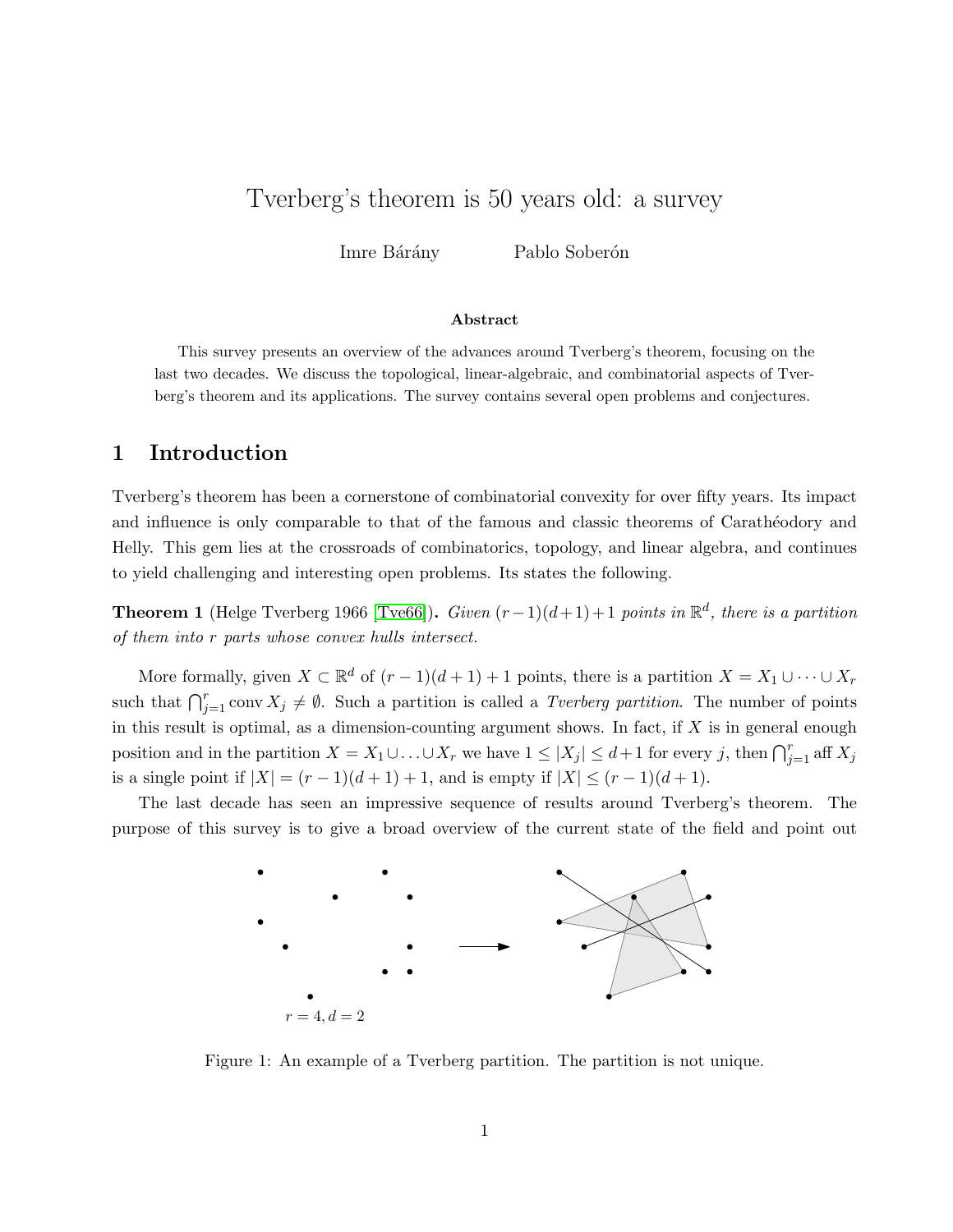# Tverberg's theorem is 50 years old: a survey

Imre Bárány Pablo Soberón

**Abstract**

This survey presents an overview of the advances around Tverberg's theorem, focusing on the last two decades. We discuss the topological, linear-algebraic, and combinatorial aspects of Tverberg's theorem and its applications. The survey contains several open problems and conjectures.

## 1 Introduction

Tverberg's theorem has been a cornerstone of combinatorial convexity for over fifty years. Its impact and influence is only comparable to that of the famous and classic theorems of Carathéodory and Helly. This gem lies at the crossroads of combinatorics, topology, and linear algebra, and continues to yield challenging and interesting open problems. Its states the following.

**Theorem 1** (Helge Tverberg 1966 [Tve66]). *Given $(r-1)(d+1)+1$ points in $\mathbb{R}^d$, there is a partition of them into $r$ parts whose convex hulls intersect.*

More formally, given $X \subset \mathbb{R}^d$ of $(r-1)(d+1)+1$ points, there is a partition $X = X_1 \cup \cdots \cup X_r$ such that $\bigcap_{j=1}^r \operatorname{conv} X_j \neq \emptyset$. Such a partition is called a *Tverberg partition*. The number of points in this result is optimal, as a dimension-counting argument shows. In fact, if $X$ is in general enough position and in the partition $X = X_1 \cup \ldots \cup X_r$ we have $1 \leq |X_j| \leq d+1$ for every $j$, then $\bigcap_{j=1}^r \operatorname{aff} X_j$ is a single point if $|X| = (r-1)(d+1)+1$, and is empty if $|X| \leq (r-1)(d+1)$.

The last decade has seen an impressive sequence of results around Tverberg's theorem. The purpose of this survey is to give a broad overview of the current state of the field and point out

$r = 4, d = 2$

Figure 1: An example of a Tverberg partition. The partition is not unique.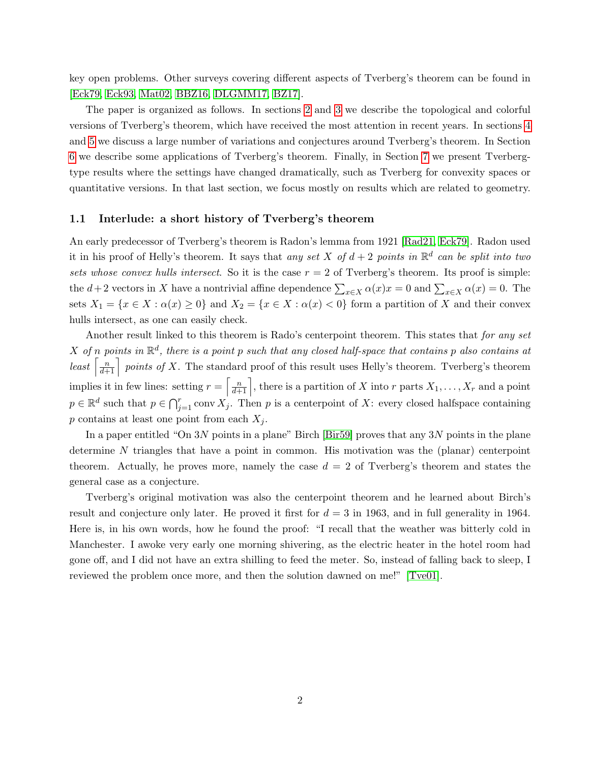key open problems. Other surveys covering different aspects of Tverberg's theorem can be found in [Eck79, Eck93, Mat02, BBZ16, DLGMM17, BZ17].

The paper is organized as follows. In sections 2 and 3 we describe the topological and colorful versions of Tverberg's theorem, which have received the most attention in recent years. In sections 4 and 5 we discuss a large number of variations and conjectures around Tverberg's theorem. In Section 6 we describe some applications of Tverberg's theorem. Finally, in Section 7 we present Tverberg-type results where the settings have changed dramatically, such as Tverberg for convexity spaces or quantitative versions. In that last section, we focus mostly on results which are related to geometry.

### 1.1 Interlude: a short history of Tverberg's theorem

An early predecessor of Tverberg's theorem is Radon's lemma from 1921 [Rad21, Eck79]. Radon used it in his proof of Helly's theorem. It says that *any set $X$ of $d+2$ points in $\mathbb{R}^d$ can be split into two sets whose convex hulls intersect*. So it is the case $r = 2$ of Tverberg's theorem. Its proof is simple: the $d+2$ vectors in $X$ have a nontrivial affine dependence $\sum_{x\in X} \alpha(x)x = 0$ and $\sum_{x\in X} \alpha(x) = 0$. The sets $X_1 = \{x \in X : \alpha(x) \geq 0\}$ and $X_2 = \{x \in X : \alpha(x) < 0\}$ form a partition of $X$ and their convex hulls intersect, as one can easily check.

Another result linked to this theorem is Rado's centerpoint theorem. This states that *for any set $X$ of $n$ points in $\mathbb{R}^d$, there is a point $p$ such that any closed half-space that contains $p$ also contains at least $\left\lceil \frac{n}{d+1} \right\rceil$ points of $X$*. The standard proof of this result uses Helly's theorem. Tverberg's theorem implies it in few lines: setting $r = \left\lceil \frac{n}{d+1} \right\rceil$, there is a partition of $X$ into $r$ parts $X_1, \ldots, X_r$ and a point $p \in \mathbb{R}^d$ such that $p \in \bigcap_{j=1}^r \operatorname{conv} X_j$. Then $p$ is a centerpoint of $X$: every closed halfspace containing $p$ contains at least one point from each $X_j$.

In a paper entitled "On $3N$ points in a plane" Birch [Bir59] proves that any $3N$ points in the plane determine $N$ triangles that have a point in common. His motivation was the (planar) centerpoint theorem. Actually, he proves more, namely the case $d = 2$ of Tverberg's theorem and states the general case as a conjecture.

Tverberg's original motivation was also the centerpoint theorem and he learned about Birch's result and conjecture only later. He proved it first for $d = 3$ in 1963, and in full generality in 1964. Here is, in his own words, how he found the proof: "I recall that the weather was bitterly cold in Manchester. I awoke very early one morning shivering, as the electric heater in the hotel room had gone off, and I did not have an extra shilling to feed the meter. So, instead of falling back to sleep, I reviewed the problem once more, and then the solution dawned on me!" [Tve01].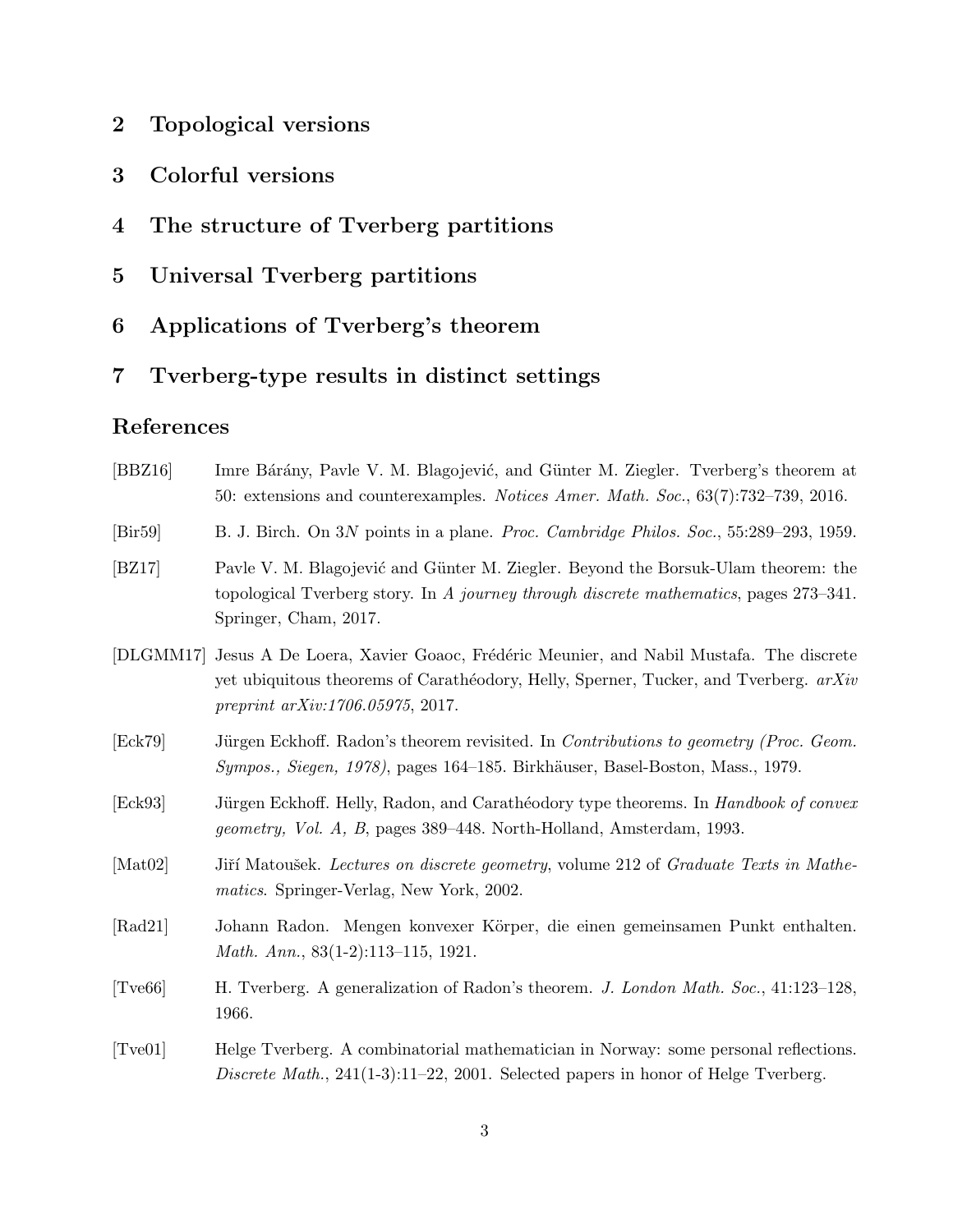## 2 Topological versions

## 3 Colorful versions

## 4 The structure of Tverberg partitions

## 5 Universal Tverberg partitions

## 6 Applications of Tverberg's theorem

## 7 Tverberg-type results in distinct settings

## References

[BBZ16] Imre Bárány, Pavle V. M. Blagojević, and Günter M. Ziegler. Tverberg's theorem at 50: extensions and counterexamples. *Notices Amer. Math. Soc.*, 63(7):732–739, 2016.

[Bir59] B. J. Birch. On $3N$ points in a plane. *Proc. Cambridge Philos. Soc.*, 55:289–293, 1959.

[BZ17] Pavle V. M. Blagojević and Günter M. Ziegler. Beyond the Borsuk-Ulam theorem: the topological Tverberg story. In *A journey through discrete mathematics*, pages 273–341. Springer, Cham, 2017.

[DLGMM17] Jesus A De Loera, Xavier Goaoc, Frédéric Meunier, and Nabil Mustafa. The discrete yet ubiquitous theorems of Carathéodory, Helly, Sperner, Tucker, and Tverberg. *arXiv preprint arXiv:1706.05975*, 2017.

[Eck79] Jürgen Eckhoff. Radon's theorem revisited. In *Contributions to geometry (Proc. Geom. Sympos., Siegen, 1978)*, pages 164–185. Birkhäuser, Basel-Boston, Mass., 1979.

[Eck93] Jürgen Eckhoff. Helly, Radon, and Carathéodory type theorems. In *Handbook of convex geometry, Vol. A, B*, pages 389–448. North-Holland, Amsterdam, 1993.

[Mat02] Jiří Matoušek. *Lectures on discrete geometry*, volume 212 of *Graduate Texts in Mathematics*. Springer-Verlag, New York, 2002.

[Rad21] Johann Radon. Mengen konvexer Körper, die einen gemeinsamen Punkt enthalten. *Math. Ann.*, 83(1-2):113–115, 1921.

[Tve66] H. Tverberg. A generalization of Radon's theorem. *J. London Math. Soc.*, 41:123–128, 1966.

[Tve01] Helge Tverberg. A combinatorial mathematician in Norway: some personal reflections. *Discrete Math.*, 241(1-3):11–22, 2001. Selected papers in honor of Helge Tverberg.